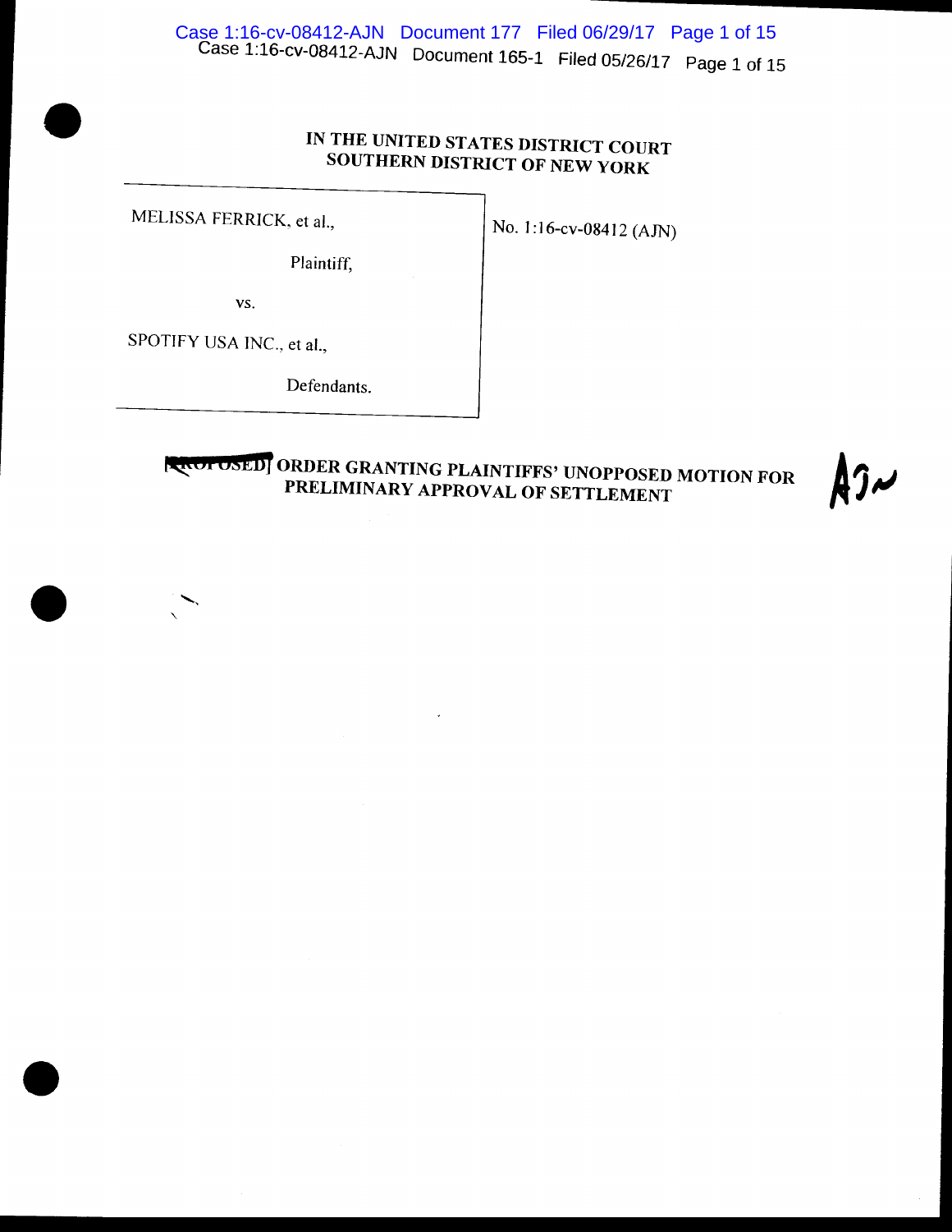IN THE UNITED STATES DISTRICT COURT
SOUTHERN DISTRICT OF NEW YORK

| | |
|---|---|
| MELISSA FERRICK, et al., Plaintiff, vs. SPOTIFY USA INC., et al., Defendants. | No. 1:16-cv-08412 (AJN) |

**[PROPOSED] ORDER GRANTING PLAINTIFFS' UNOPPOSED MOTION FOR PRELIMINARY APPROVAL OF SETTLEMENT**

AJN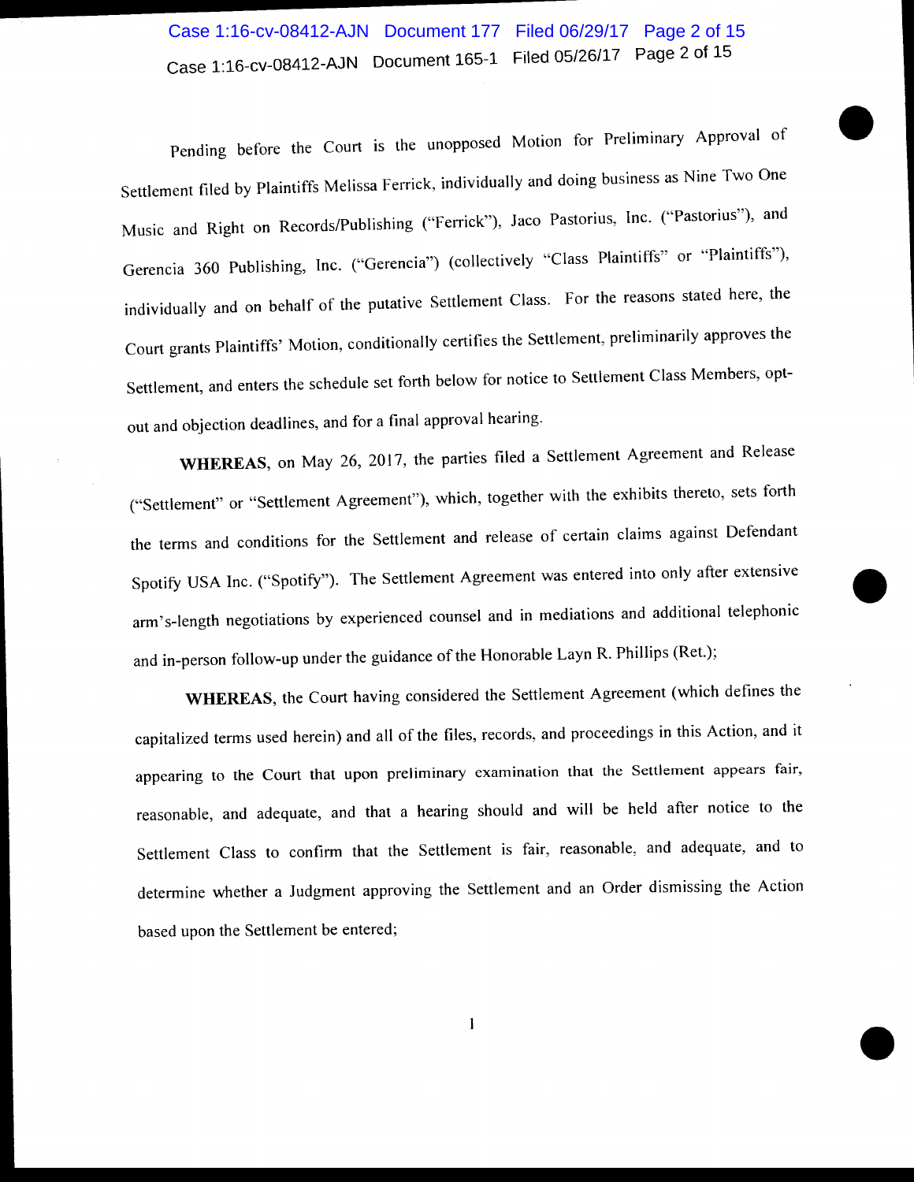Pending before the Court is the unopposed Motion for Preliminary Approval of Settlement filed by Plaintiffs Melissa Ferrick, individually and doing business as Nine Two One Music and Right on Records/Publishing ("Ferrick"), Jaco Pastorius, Inc. ("Pastorius"), and Gerencia 360 Publishing, Inc. ("Gerencia") (collectively "Class Plaintiffs" or "Plaintiffs"), individually and on behalf of the putative Settlement Class. For the reasons stated here, the Court grants Plaintiffs' Motion, conditionally certifies the Settlement, preliminarily approves the Settlement, and enters the schedule set forth below for notice to Settlement Class Members, opt-out and objection deadlines, and for a final approval hearing.

**WHEREAS**, on May 26, 2017, the parties filed a Settlement Agreement and Release ("Settlement" or "Settlement Agreement"), which, together with the exhibits thereto, sets forth the terms and conditions for the Settlement and release of certain claims against Defendant Spotify USA Inc. ("Spotify"). The Settlement Agreement was entered into only after extensive arm's-length negotiations by experienced counsel and in mediations and additional telephonic and in-person follow-up under the guidance of the Honorable Layn R. Phillips (Ret.);

**WHEREAS**, the Court having considered the Settlement Agreement (which defines the capitalized terms used herein) and all of the files, records, and proceedings in this Action, and it appearing to the Court that upon preliminary examination that the Settlement appears fair, reasonable, and adequate, and that a hearing should and will be held after notice to the Settlement Class to confirm that the Settlement is fair, reasonable, and adequate, and to determine whether a Judgment approving the Settlement and an Order dismissing the Action based upon the Settlement be entered;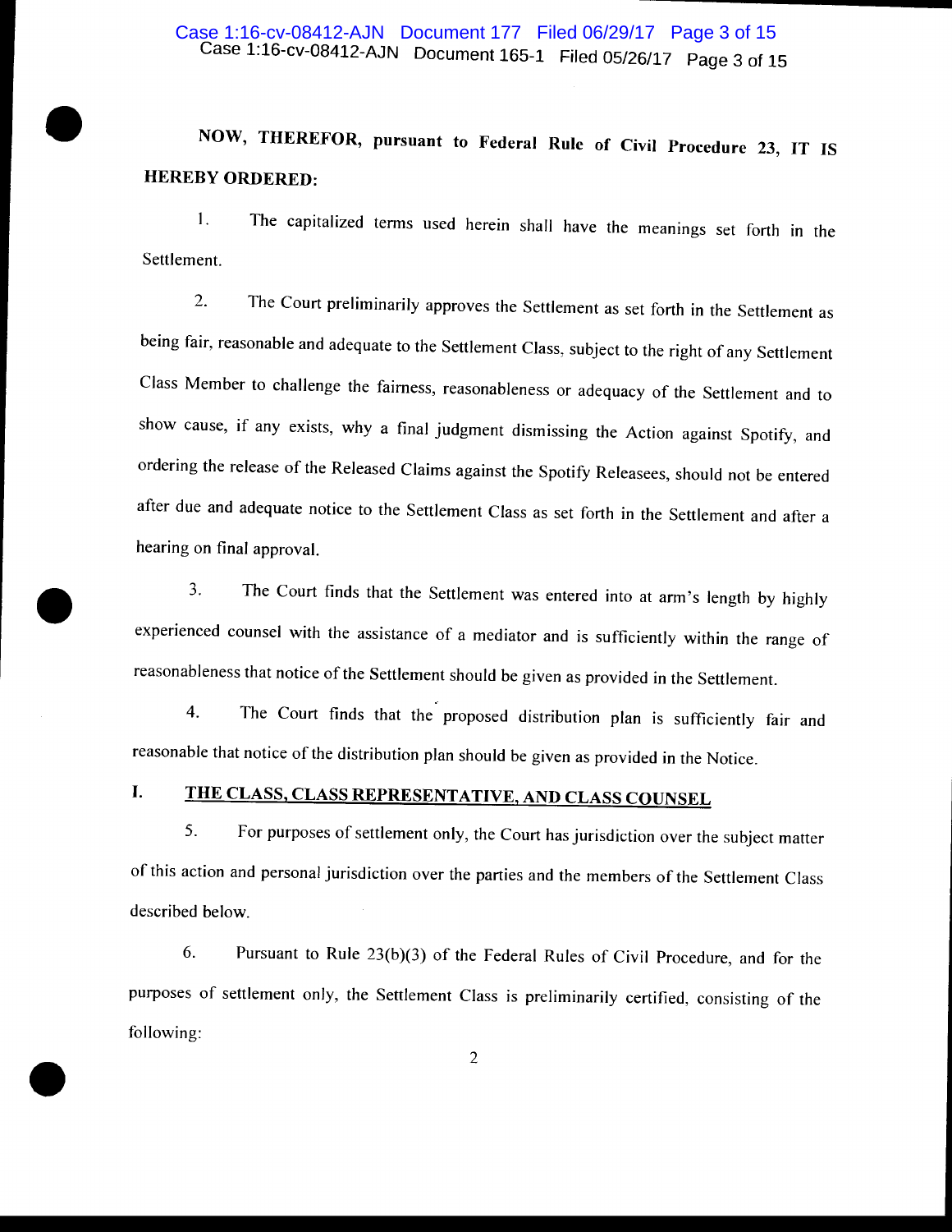**NOW, THEREFOR, pursuant to Federal Rule of Civil Procedure 23, IT IS HEREBY ORDERED:**

1. The capitalized terms used herein shall have the meanings set forth in the Settlement.

2. The Court preliminarily approves the Settlement as set forth in the Settlement as being fair, reasonable and adequate to the Settlement Class, subject to the right of any Settlement Class Member to challenge the fairness, reasonableness or adequacy of the Settlement and to show cause, if any exists, why a final judgment dismissing the Action against Spotify, and ordering the release of the Released Claims against the Spotify Releasees, should not be entered after due and adequate notice to the Settlement Class as set forth in the Settlement and after a hearing on final approval.

3. The Court finds that the Settlement was entered into at arm's length by highly experienced counsel with the assistance of a mediator and is sufficiently within the range of reasonableness that notice of the Settlement should be given as provided in the Settlement.

4. The Court finds that the proposed distribution plan is sufficiently fair and reasonable that notice of the distribution plan should be given as provided in the Notice.

## I. THE CLASS, CLASS REPRESENTATIVE, AND CLASS COUNSEL

5. For purposes of settlement only, the Court has jurisdiction over the subject matter of this action and personal jurisdiction over the parties and the members of the Settlement Class described below.

6. Pursuant to Rule 23(b)(3) of the Federal Rules of Civil Procedure, and for the purposes of settlement only, the Settlement Class is preliminarily certified, consisting of the following: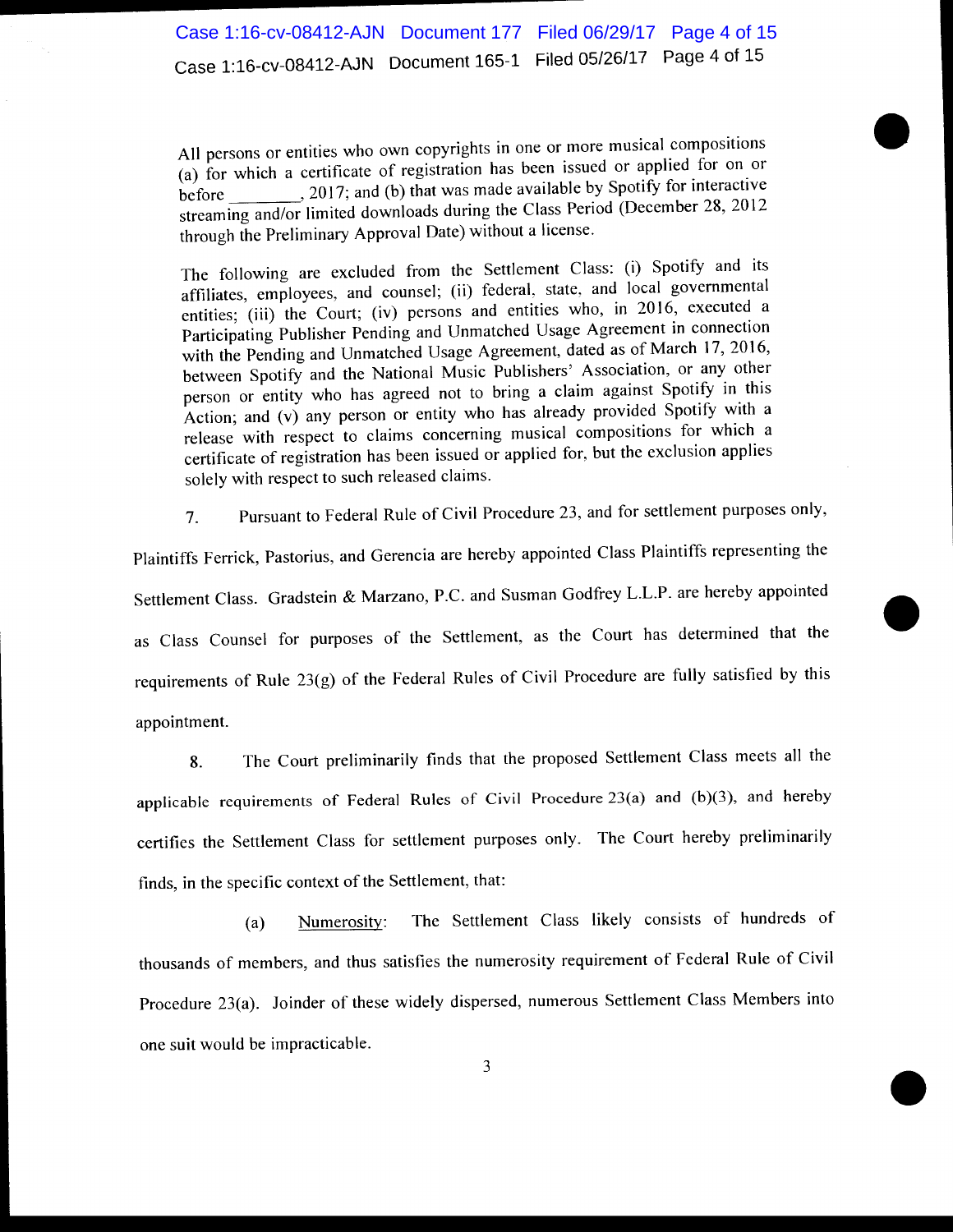All persons or entities who own copyrights in one or more musical compositions (a) for which a certificate of registration has been issued or applied for on or before ________, 2017; and (b) that was made available by Spotify for interactive streaming and/or limited downloads during the Class Period (December 28, 2012 through the Preliminary Approval Date) without a license.

The following are excluded from the Settlement Class: (i) Spotify and its affiliates, employees, and counsel; (ii) federal, state, and local governmental entities; (iii) the Court; (iv) persons and entities who, in 2016, executed a Participating Publisher Pending and Unmatched Usage Agreement in connection with the Pending and Unmatched Usage Agreement, dated as of March 17, 2016, between Spotify and the National Music Publishers' Association, or any other person or entity who has agreed not to bring a claim against Spotify in this Action; and (v) any person or entity who has already provided Spotify with a release with respect to claims concerning musical compositions for which a certificate of registration has been issued or applied for, but the exclusion applies solely with respect to such released claims.

7. Pursuant to Federal Rule of Civil Procedure 23, and for settlement purposes only, Plaintiffs Ferrick, Pastorius, and Gerencia are hereby appointed Class Plaintiffs representing the Settlement Class. Gradstein & Marzano, P.C. and Susman Godfrey L.L.P. are hereby appointed as Class Counsel for purposes of the Settlement, as the Court has determined that the requirements of Rule 23(g) of the Federal Rules of Civil Procedure are fully satisfied by this appointment.

8. The Court preliminarily finds that the proposed Settlement Class meets all the applicable requirements of Federal Rules of Civil Procedure 23(a) and (b)(3), and hereby certifies the Settlement Class for settlement purposes only. The Court hereby preliminarily finds, in the specific context of the Settlement, that:

(a) Numerosity: The Settlement Class likely consists of hundreds of thousands of members, and thus satisfies the numerosity requirement of Federal Rule of Civil Procedure 23(a). Joinder of these widely dispersed, numerous Settlement Class Members into one suit would be impracticable.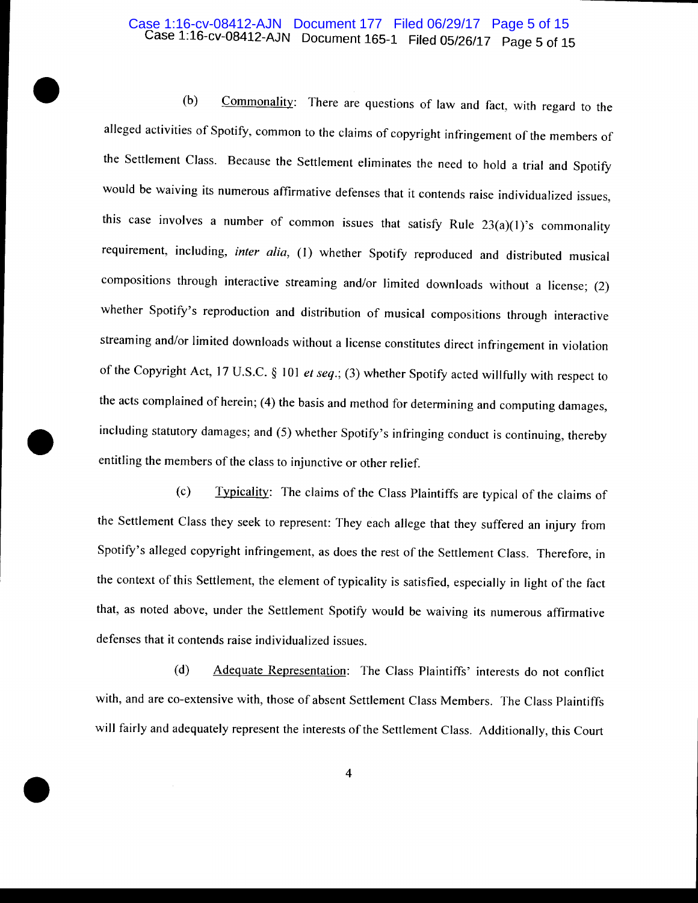(b) Commonality: There are questions of law and fact, with regard to the alleged activities of Spotify, common to the claims of copyright infringement of the members of the Settlement Class. Because the Settlement eliminates the need to hold a trial and Spotify would be waiving its numerous affirmative defenses that it contends raise individualized issues, this case involves a number of common issues that satisfy Rule 23(a)(1)'s commonality requirement, including, *inter alia*, (1) whether Spotify reproduced and distributed musical compositions through interactive streaming and/or limited downloads without a license; (2) whether Spotify's reproduction and distribution of musical compositions through interactive streaming and/or limited downloads without a license constitutes direct infringement in violation of the Copyright Act, 17 U.S.C. § 101 *et seq.*; (3) whether Spotify acted willfully with respect to the acts complained of herein; (4) the basis and method for determining and computing damages, including statutory damages; and (5) whether Spotify's infringing conduct is continuing, thereby entitling the members of the class to injunctive or other relief.

(c) Typicality: The claims of the Class Plaintiffs are typical of the claims of the Settlement Class they seek to represent: They each allege that they suffered an injury from Spotify's alleged copyright infringement, as does the rest of the Settlement Class. Therefore, in the context of this Settlement, the element of typicality is satisfied, especially in light of the fact that, as noted above, under the Settlement Spotify would be waiving its numerous affirmative defenses that it contends raise individualized issues.

(d) Adequate Representation: The Class Plaintiffs' interests do not conflict with, and are co-extensive with, those of absent Settlement Class Members. The Class Plaintiffs will fairly and adequately represent the interests of the Settlement Class. Additionally, this Court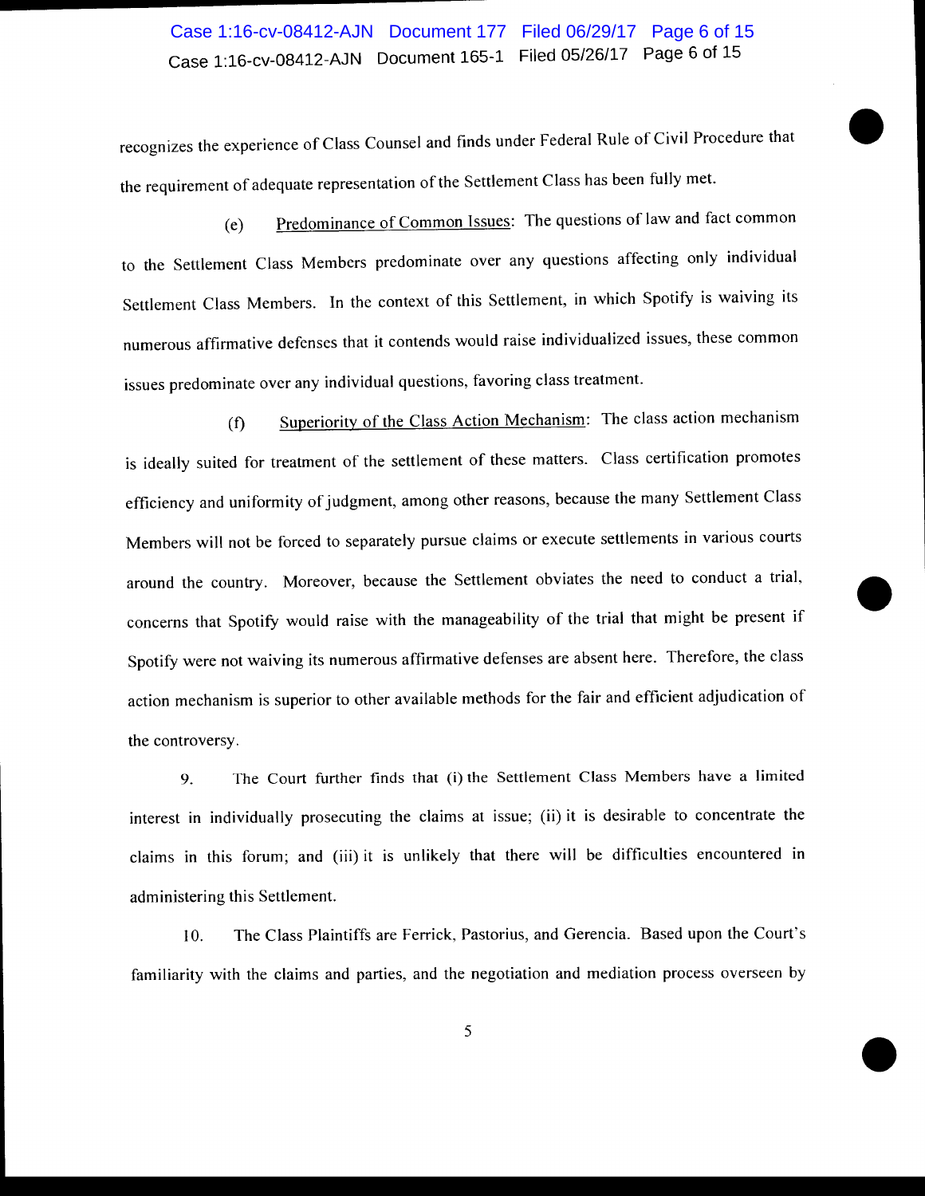recognizes the experience of Class Counsel and finds under Federal Rule of Civil Procedure that the requirement of adequate representation of the Settlement Class has been fully met.

(e) Predominance of Common Issues: The questions of law and fact common to the Settlement Class Members predominate over any questions affecting only individual Settlement Class Members. In the context of this Settlement, in which Spotify is waiving its numerous affirmative defenses that it contends would raise individualized issues, these common issues predominate over any individual questions, favoring class treatment.

(f) Superiority of the Class Action Mechanism: The class action mechanism is ideally suited for treatment of the settlement of these matters. Class certification promotes efficiency and uniformity of judgment, among other reasons, because the many Settlement Class Members will not be forced to separately pursue claims or execute settlements in various courts around the country. Moreover, because the Settlement obviates the need to conduct a trial, concerns that Spotify would raise with the manageability of the trial that might be present if Spotify were not waiving its numerous affirmative defenses are absent here. Therefore, the class action mechanism is superior to other available methods for the fair and efficient adjudication of the controversy.

9. The Court further finds that (i) the Settlement Class Members have a limited interest in individually prosecuting the claims at issue; (ii) it is desirable to concentrate the claims in this forum; and (iii) it is unlikely that there will be difficulties encountered in administering this Settlement.

10. The Class Plaintiffs are Ferrick, Pastorius, and Gerencia. Based upon the Court's familiarity with the claims and parties, and the negotiation and mediation process overseen by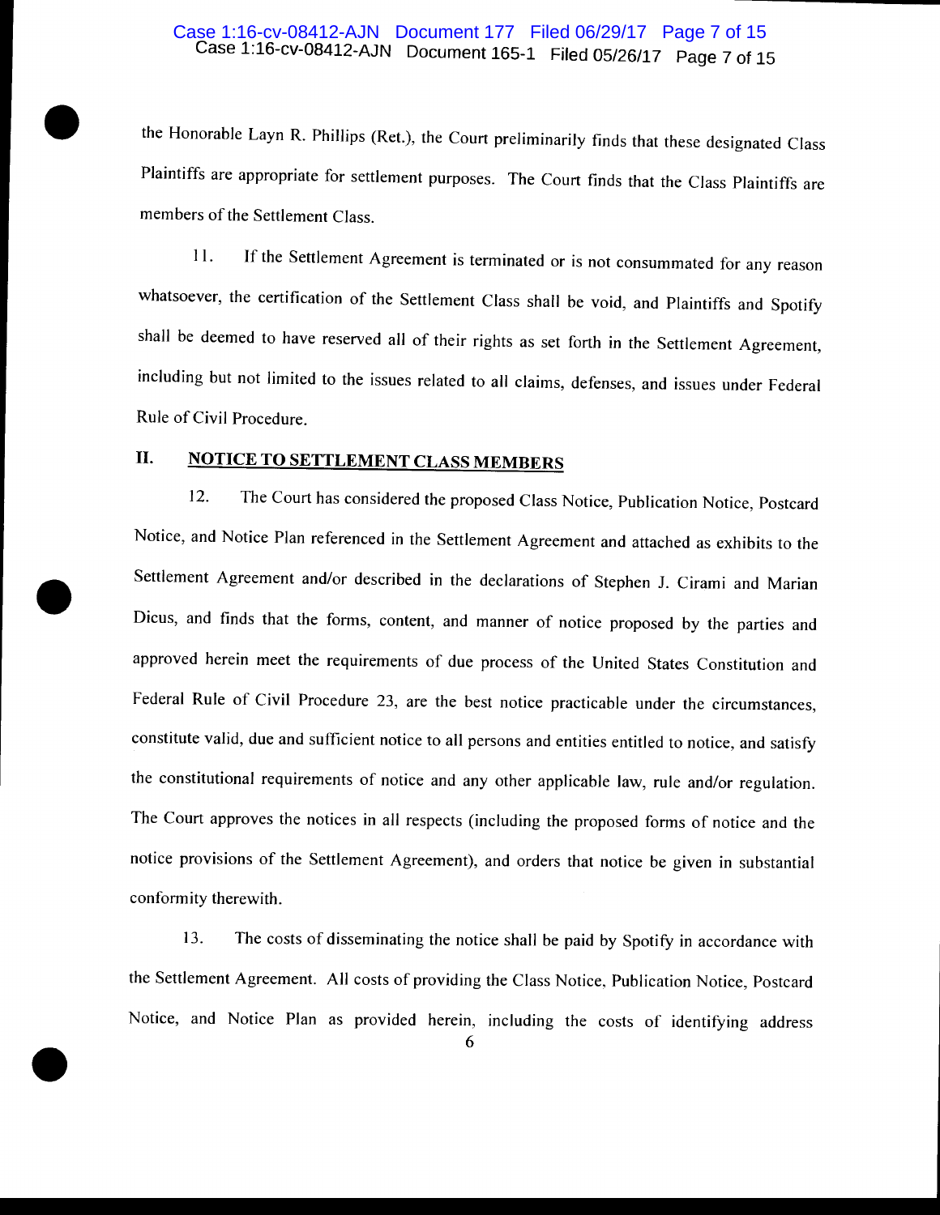the Honorable Layn R. Phillips (Ret.), the Court preliminarily finds that these designated Class Plaintiffs are appropriate for settlement purposes. The Court finds that the Class Plaintiffs are members of the Settlement Class.

11. If the Settlement Agreement is terminated or is not consummated for any reason whatsoever, the certification of the Settlement Class shall be void, and Plaintiffs and Spotify shall be deemed to have reserved all of their rights as set forth in the Settlement Agreement, including but not limited to the issues related to all claims, defenses, and issues under Federal Rule of Civil Procedure.

## II. NOTICE TO SETTLEMENT CLASS MEMBERS

12. The Court has considered the proposed Class Notice, Publication Notice, Postcard Notice, and Notice Plan referenced in the Settlement Agreement and attached as exhibits to the Settlement Agreement and/or described in the declarations of Stephen J. Cirami and Marian Dicus, and finds that the forms, content, and manner of notice proposed by the parties and approved herein meet the requirements of due process of the United States Constitution and Federal Rule of Civil Procedure 23, are the best notice practicable under the circumstances, constitute valid, due and sufficient notice to all persons and entities entitled to notice, and satisfy the constitutional requirements of notice and any other applicable law, rule and/or regulation. The Court approves the notices in all respects (including the proposed forms of notice and the notice provisions of the Settlement Agreement), and orders that notice be given in substantial conformity therewith.

13. The costs of disseminating the notice shall be paid by Spotify in accordance with the Settlement Agreement. All costs of providing the Class Notice, Publication Notice, Postcard Notice, and Notice Plan as provided herein, including the costs of identifying address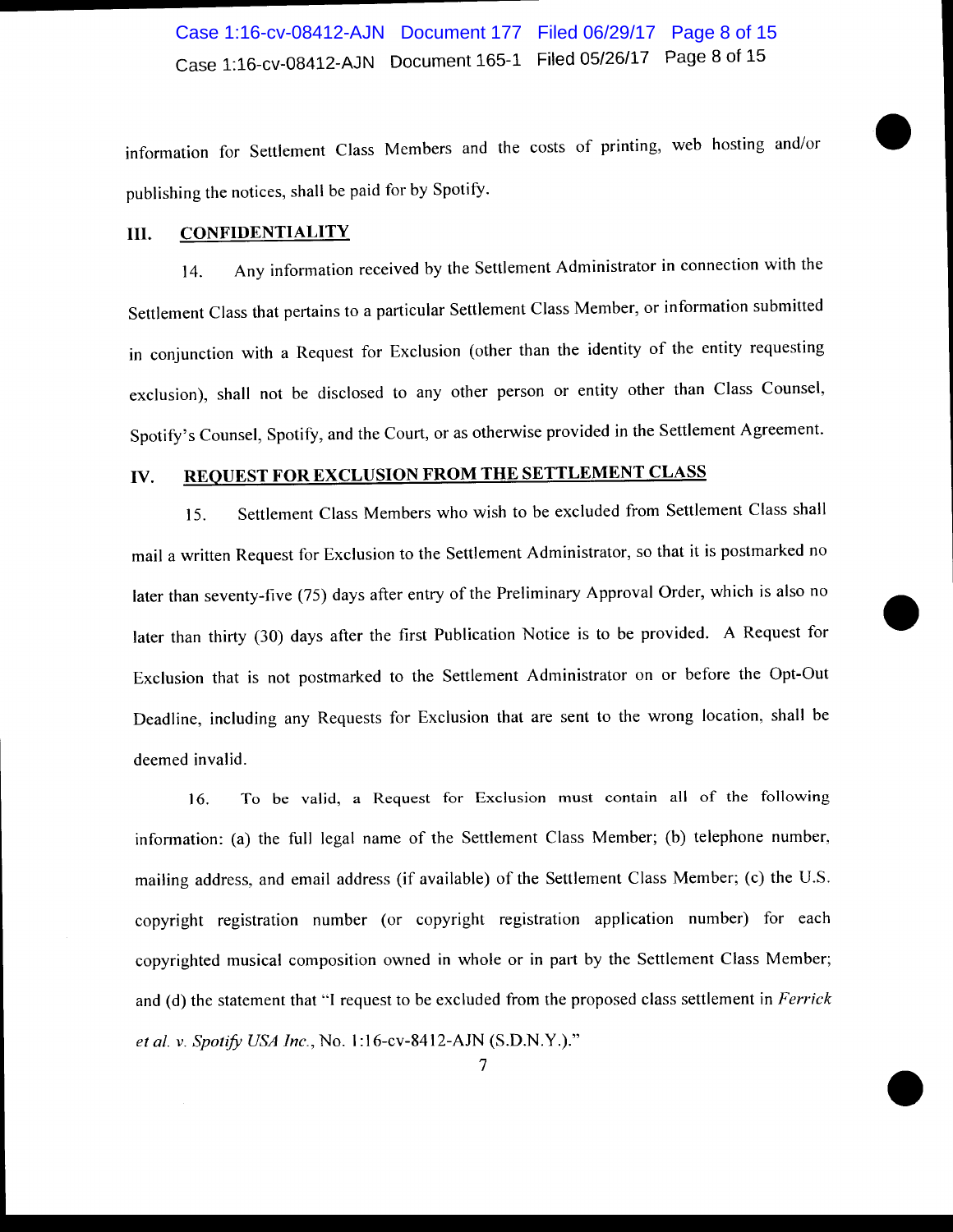information for Settlement Class Members and the costs of printing, web hosting and/or publishing the notices, shall be paid for by Spotify.

## III. CONFIDENTIALITY

14. Any information received by the Settlement Administrator in connection with the Settlement Class that pertains to a particular Settlement Class Member, or information submitted in conjunction with a Request for Exclusion (other than the identity of the entity requesting exclusion), shall not be disclosed to any other person or entity other than Class Counsel, Spotify's Counsel, Spotify, and the Court, or as otherwise provided in the Settlement Agreement.

## IV. REQUEST FOR EXCLUSION FROM THE SETTLEMENT CLASS

15. Settlement Class Members who wish to be excluded from Settlement Class shall mail a written Request for Exclusion to the Settlement Administrator, so that it is postmarked no later than seventy-five (75) days after entry of the Preliminary Approval Order, which is also no later than thirty (30) days after the first Publication Notice is to be provided. A Request for Exclusion that is not postmarked to the Settlement Administrator on or before the Opt-Out Deadline, including any Requests for Exclusion that are sent to the wrong location, shall be deemed invalid.

16. To be valid, a Request for Exclusion must contain all of the following information: (a) the full legal name of the Settlement Class Member; (b) telephone number, mailing address, and email address (if available) of the Settlement Class Member; (c) the U.S. copyright registration number (or copyright registration application number) for each copyrighted musical composition owned in whole or in part by the Settlement Class Member; and (d) the statement that "I request to be excluded from the proposed class settlement in *Ferrick et al. v. Spotify USA Inc.*, No. 1:16-cv-8412-AJN (S.D.N.Y.)."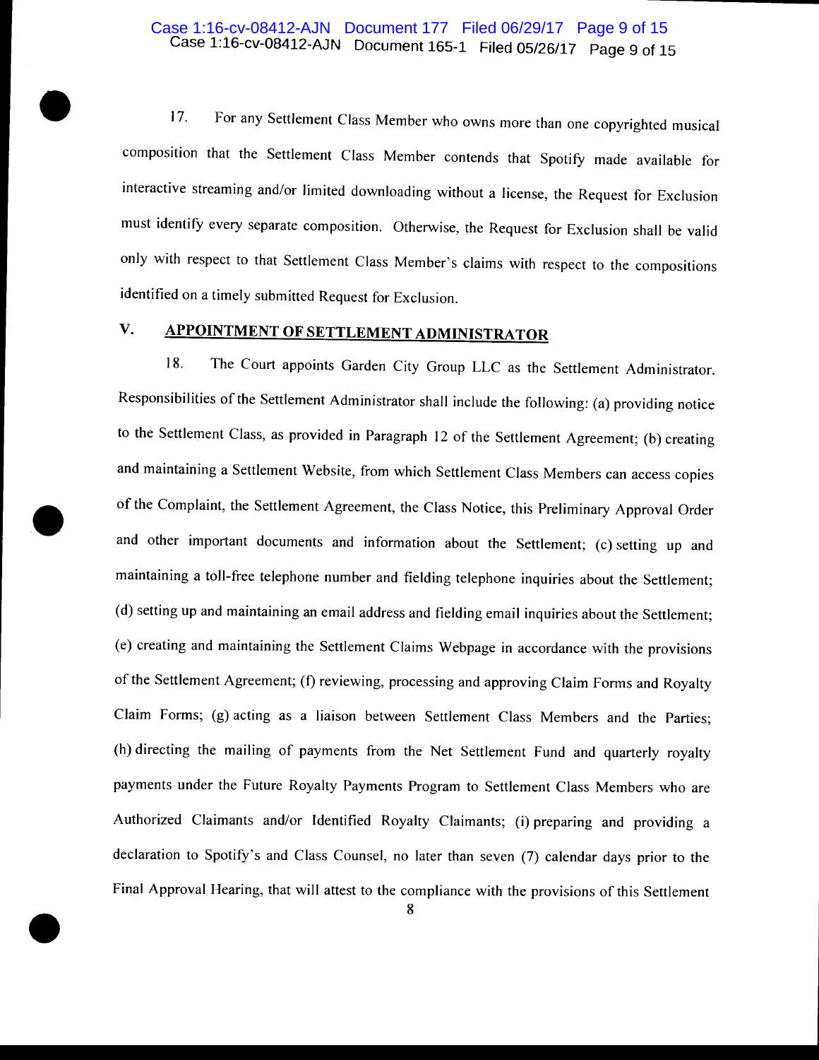17. For any Settlement Class Member who owns more than one copyrighted musical composition that the Settlement Class Member contends that Spotify made available for interactive streaming and/or limited downloading without a license, the Request for Exclusion must identify every separate composition. Otherwise, the Request for Exclusion shall be valid only with respect to that Settlement Class Member's claims with respect to the compositions identified on a timely submitted Request for Exclusion.

## V. APPOINTMENT OF SETTLEMENT ADMINISTRATOR

18. The Court appoints Garden City Group LLC as the Settlement Administrator. Responsibilities of the Settlement Administrator shall include the following: (a) providing notice to the Settlement Class, as provided in Paragraph 12 of the Settlement Agreement; (b) creating and maintaining a Settlement Website, from which Settlement Class Members can access copies of the Complaint, the Settlement Agreement, the Class Notice, this Preliminary Approval Order and other important documents and information about the Settlement; (c) setting up and maintaining a toll-free telephone number and fielding telephone inquiries about the Settlement; (d) setting up and maintaining an email address and fielding email inquiries about the Settlement; (e) creating and maintaining the Settlement Claims Webpage in accordance with the provisions of the Settlement Agreement; (f) reviewing, processing and approving Claim Forms and Royalty Claim Forms; (g) acting as a liaison between Settlement Class Members and the Parties; (h) directing the mailing of payments from the Net Settlement Fund and quarterly royalty payments under the Future Royalty Payments Program to Settlement Class Members who are Authorized Claimants and/or Identified Royalty Claimants; (i) preparing and providing a declaration to Spotify's and Class Counsel, no later than seven (7) calendar days prior to the Final Approval Hearing, that will attest to the compliance with the provisions of this Settlement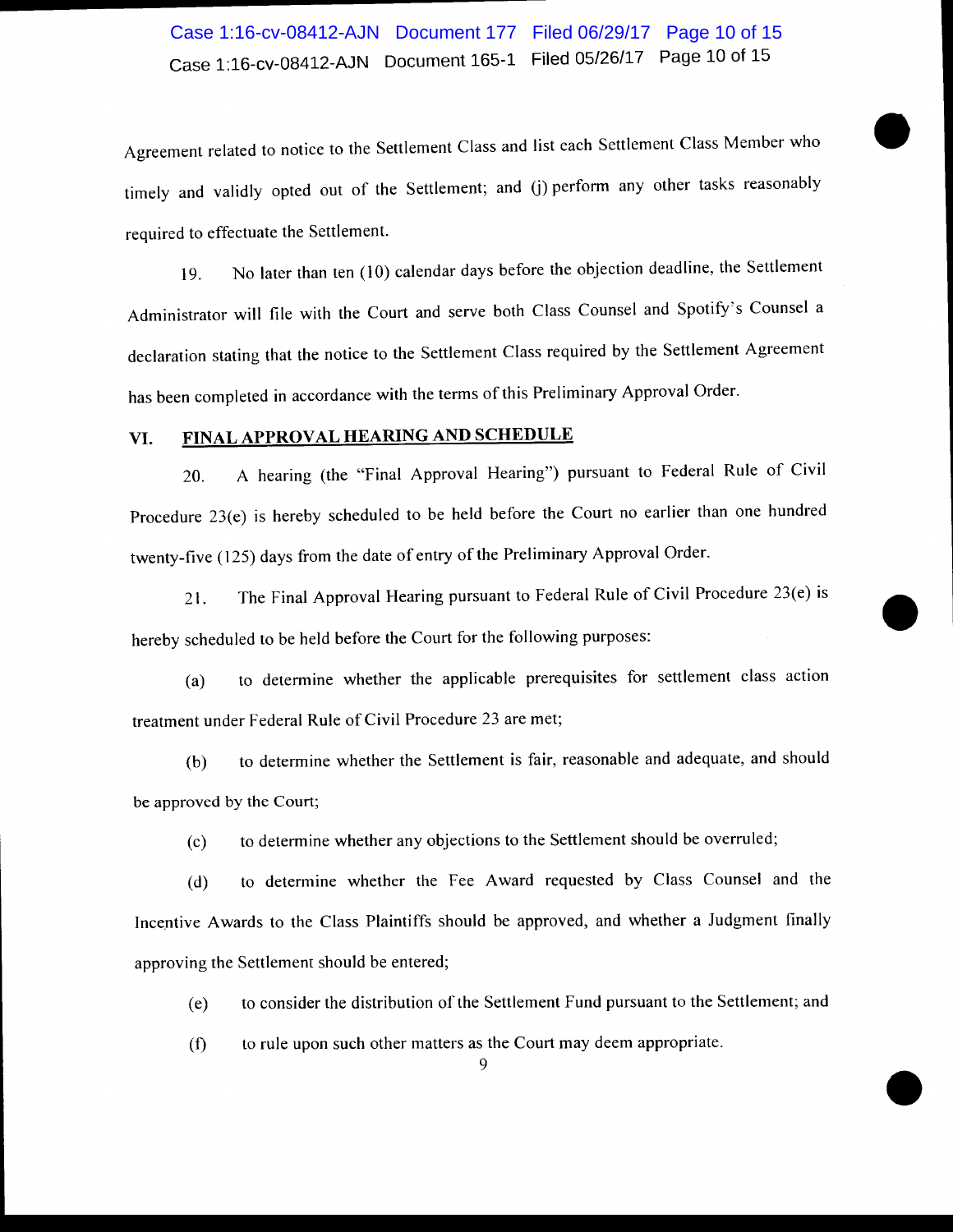Agreement related to notice to the Settlement Class and list each Settlement Class Member who timely and validly opted out of the Settlement; and (j) perform any other tasks reasonably required to effectuate the Settlement.

19. No later than ten (10) calendar days before the objection deadline, the Settlement Administrator will file with the Court and serve both Class Counsel and Spotify's Counsel a declaration stating that the notice to the Settlement Class required by the Settlement Agreement has been completed in accordance with the terms of this Preliminary Approval Order.

## VI. FINAL APPROVAL HEARING AND SCHEDULE

20. A hearing (the "Final Approval Hearing") pursuant to Federal Rule of Civil Procedure 23(e) is hereby scheduled to be held before the Court no earlier than one hundred twenty-five (125) days from the date of entry of the Preliminary Approval Order.

21. The Final Approval Hearing pursuant to Federal Rule of Civil Procedure 23(e) is hereby scheduled to be held before the Court for the following purposes:

(a) to determine whether the applicable prerequisites for settlement class action treatment under Federal Rule of Civil Procedure 23 are met;

(b) to determine whether the Settlement is fair, reasonable and adequate, and should be approved by the Court;

(c) to determine whether any objections to the Settlement should be overruled;

(d) to determine whether the Fee Award requested by Class Counsel and the Incentive Awards to the Class Plaintiffs should be approved, and whether a Judgment finally approving the Settlement should be entered;

(e) to consider the distribution of the Settlement Fund pursuant to the Settlement; and

(f) to rule upon such other matters as the Court may deem appropriate.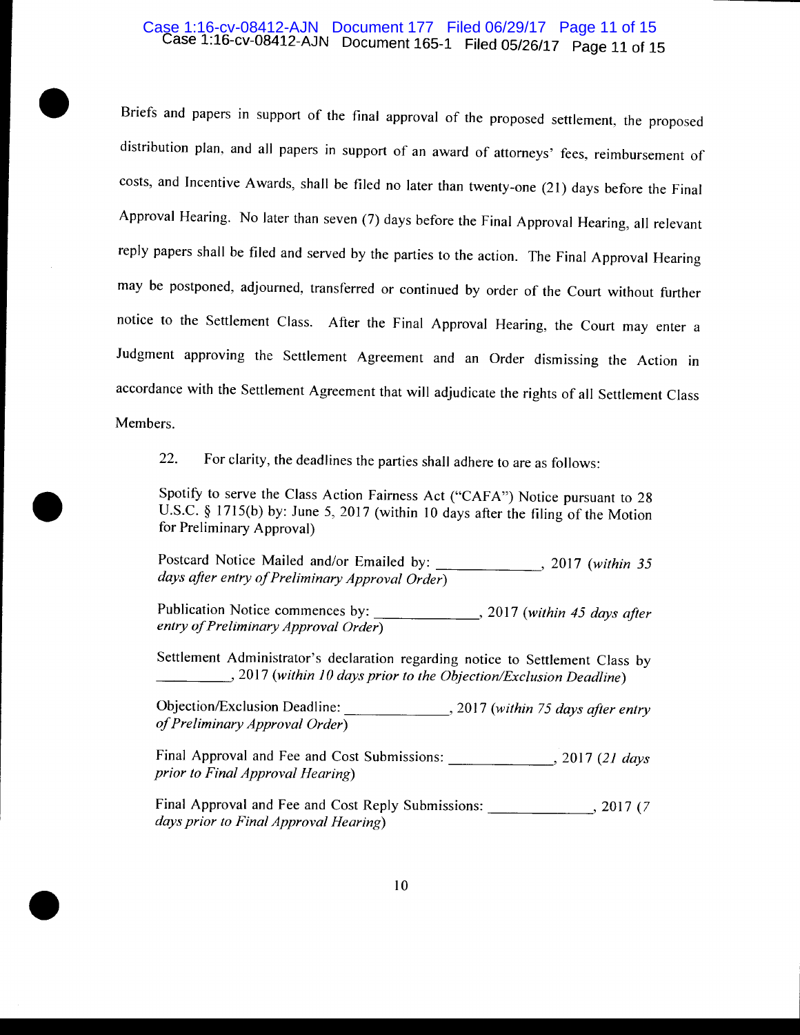Briefs and papers in support of the final approval of the proposed settlement, the proposed distribution plan, and all papers in support of an award of attorneys' fees, reimbursement of costs, and Incentive Awards, shall be filed no later than twenty-one (21) days before the Final Approval Hearing. No later than seven (7) days before the Final Approval Hearing, all relevant reply papers shall be filed and served by the parties to the action. The Final Approval Hearing may be postponed, adjourned, transferred or continued by order of the Court without further notice to the Settlement Class. After the Final Approval Hearing, the Court may enter a Judgment approving the Settlement Agreement and an Order dismissing the Action in accordance with the Settlement Agreement that will adjudicate the rights of all Settlement Class Members.

22. For clarity, the deadlines the parties shall adhere to are as follows:

Spotify to serve the Class Action Fairness Act ("CAFA") Notice pursuant to 28 U.S.C. § 1715(b) by: June 5, 2017 (within 10 days after the filing of the Motion for Preliminary Approval)

Postcard Notice Mailed and/or Emailed by: _____________, 2017 (*within 35 days after entry of Preliminary Approval Order*)

Publication Notice commences by: _____________, 2017 (*within 45 days after entry of Preliminary Approval Order*)

Settlement Administrator's declaration regarding notice to Settlement Class by __________, 2017 (*within 10 days prior to the Objection/Exclusion Deadline*)

Objection/Exclusion Deadline: _____________, 2017 (*within 75 days after entry of Preliminary Approval Order*)

Final Approval and Fee and Cost Submissions: _____________, 2017 (*21 days prior to Final Approval Hearing*)

Final Approval and Fee and Cost Reply Submissions: _____________, 2017 (*7 days prior to Final Approval Hearing*)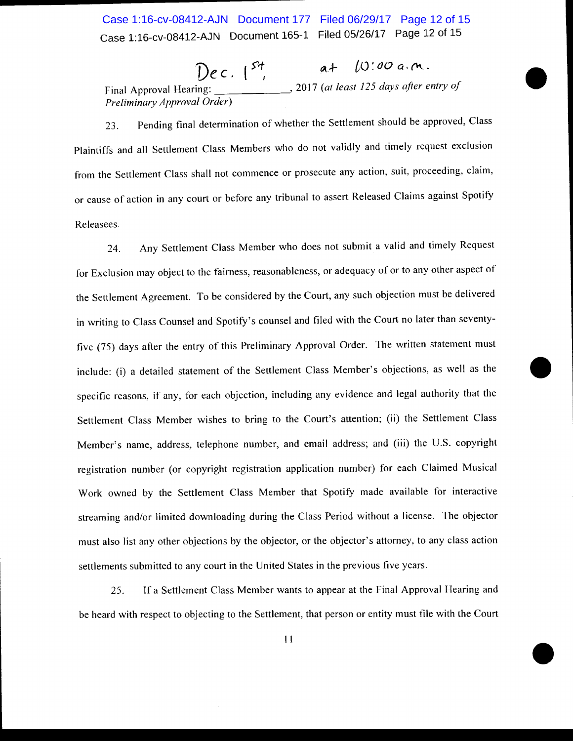Final Approval Hearing: Dec. 1st at 10:00 a.m., 2017 (*at least 125 days after entry of Preliminary Approval Order*)

23. Pending final determination of whether the Settlement should be approved, Class Plaintiffs and all Settlement Class Members who do not validly and timely request exclusion from the Settlement Class shall not commence or prosecute any action, suit, proceeding, claim, or cause of action in any court or before any tribunal to assert Released Claims against Spotify Releasees.

24. Any Settlement Class Member who does not submit a valid and timely Request for Exclusion may object to the fairness, reasonableness, or adequacy of or to any other aspect of the Settlement Agreement. To be considered by the Court, any such objection must be delivered in writing to Class Counsel and Spotify's counsel and filed with the Court no later than seventy-five (75) days after the entry of this Preliminary Approval Order. The written statement must include: (i) a detailed statement of the Settlement Class Member's objections, as well as the specific reasons, if any, for each objection, including any evidence and legal authority that the Settlement Class Member wishes to bring to the Court's attention; (ii) the Settlement Class Member's name, address, telephone number, and email address; and (iii) the U.S. copyright registration number (or copyright registration application number) for each Claimed Musical Work owned by the Settlement Class Member that Spotify made available for interactive streaming and/or limited downloading during the Class Period without a license. The objector must also list any other objections by the objector, or the objector's attorney, to any class action settlements submitted to any court in the United States in the previous five years.

25. If a Settlement Class Member wants to appear at the Final Approval Hearing and be heard with respect to objecting to the Settlement, that person or entity must file with the Court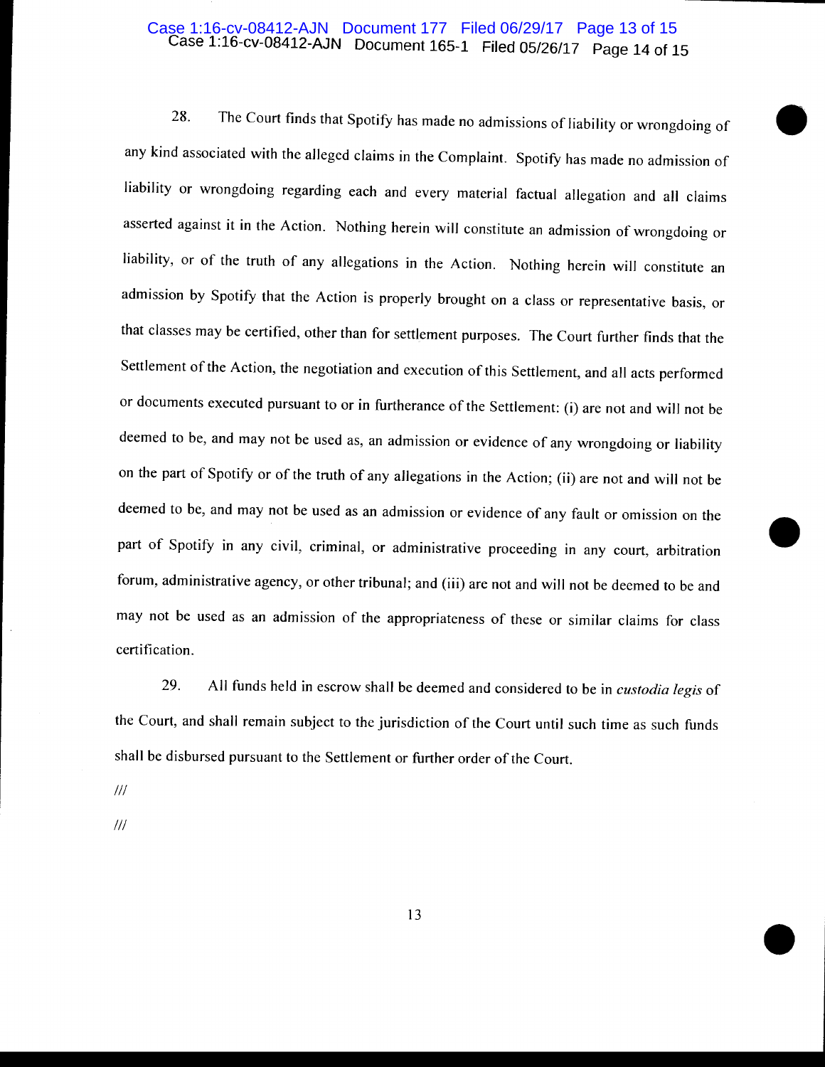28. The Court finds that Spotify has made no admissions of liability or wrongdoing of any kind associated with the alleged claims in the Complaint. Spotify has made no admission of liability or wrongdoing regarding each and every material factual allegation and all claims asserted against it in the Action. Nothing herein will constitute an admission of wrongdoing or liability, or of the truth of any allegations in the Action. Nothing herein will constitute an admission by Spotify that the Action is properly brought on a class or representative basis, or that classes may be certified, other than for settlement purposes. The Court further finds that the Settlement of the Action, the negotiation and execution of this Settlement, and all acts performed or documents executed pursuant to or in furtherance of the Settlement: (i) are not and will not be deemed to be, and may not be used as, an admission or evidence of any wrongdoing or liability on the part of Spotify or of the truth of any allegations in the Action; (ii) are not and will not be deemed to be, and may not be used as an admission or evidence of any fault or omission on the part of Spotify in any civil, criminal, or administrative proceeding in any court, arbitration forum, administrative agency, or other tribunal; and (iii) are not and will not be deemed to be and may not be used as an admission of the appropriateness of these or similar claims for class certification.

29. All funds held in escrow shall be deemed and considered to be in *custodia legis* of the Court, and shall remain subject to the jurisdiction of the Court until such time as such funds shall be disbursed pursuant to the Settlement or further order of the Court.

///

///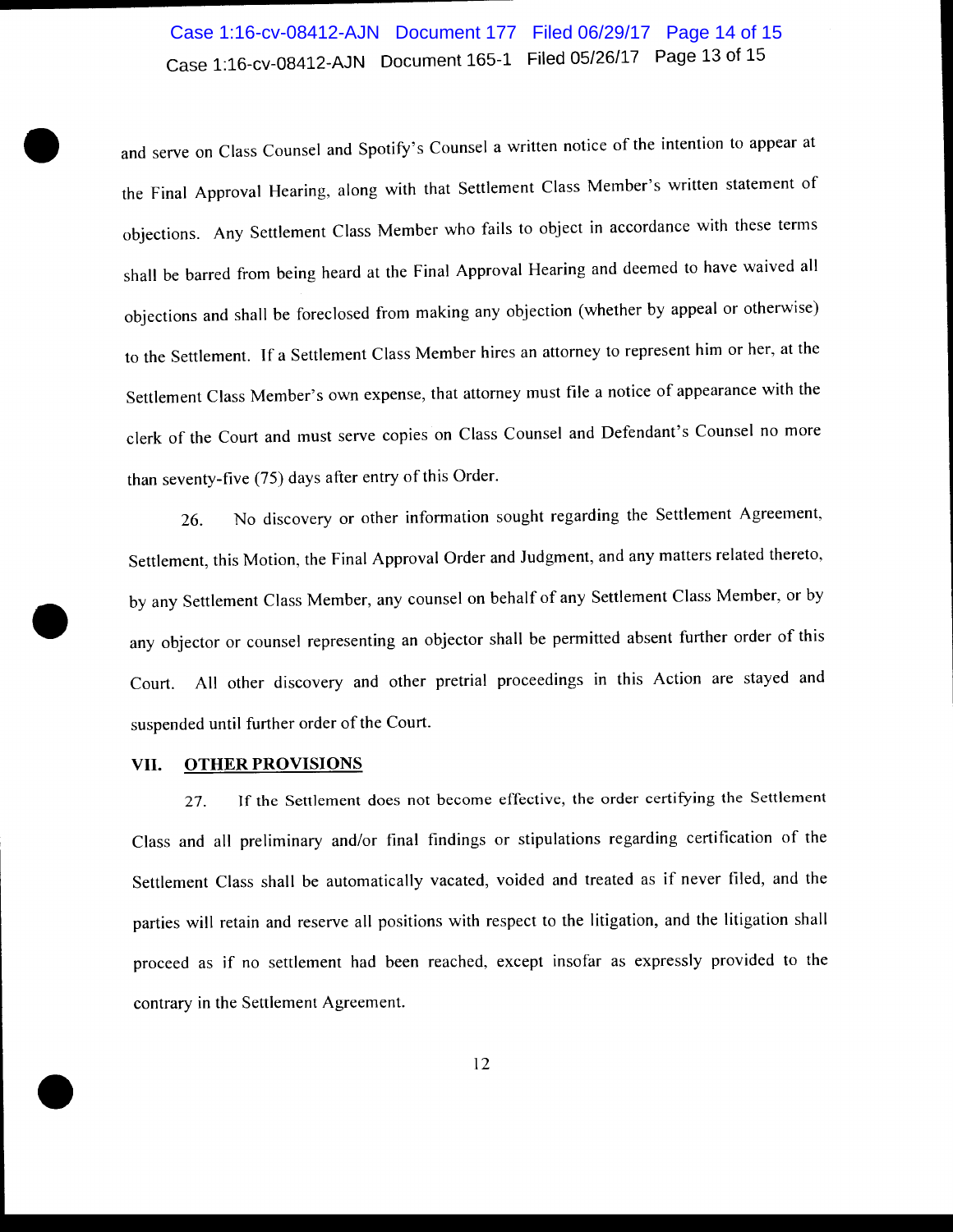and serve on Class Counsel and Spotify's Counsel a written notice of the intention to appear at the Final Approval Hearing, along with that Settlement Class Member's written statement of objections. Any Settlement Class Member who fails to object in accordance with these terms shall be barred from being heard at the Final Approval Hearing and deemed to have waived all objections and shall be foreclosed from making any objection (whether by appeal or otherwise) to the Settlement. If a Settlement Class Member hires an attorney to represent him or her, at the Settlement Class Member's own expense, that attorney must file a notice of appearance with the clerk of the Court and must serve copies on Class Counsel and Defendant's Counsel no more than seventy-five (75) days after entry of this Order.

26. No discovery or other information sought regarding the Settlement Agreement, Settlement, this Motion, the Final Approval Order and Judgment, and any matters related thereto, by any Settlement Class Member, any counsel on behalf of any Settlement Class Member, or by any objector or counsel representing an objector shall be permitted absent further order of this Court. All other discovery and other pretrial proceedings in this Action are stayed and suspended until further order of the Court.

## VII. OTHER PROVISIONS

27. If the Settlement does not become effective, the order certifying the Settlement Class and all preliminary and/or final findings or stipulations regarding certification of the Settlement Class shall be automatically vacated, voided and treated as if never filed, and the parties will retain and reserve all positions with respect to the litigation, and the litigation shall proceed as if no settlement had been reached, except insofar as expressly provided to the contrary in the Settlement Agreement.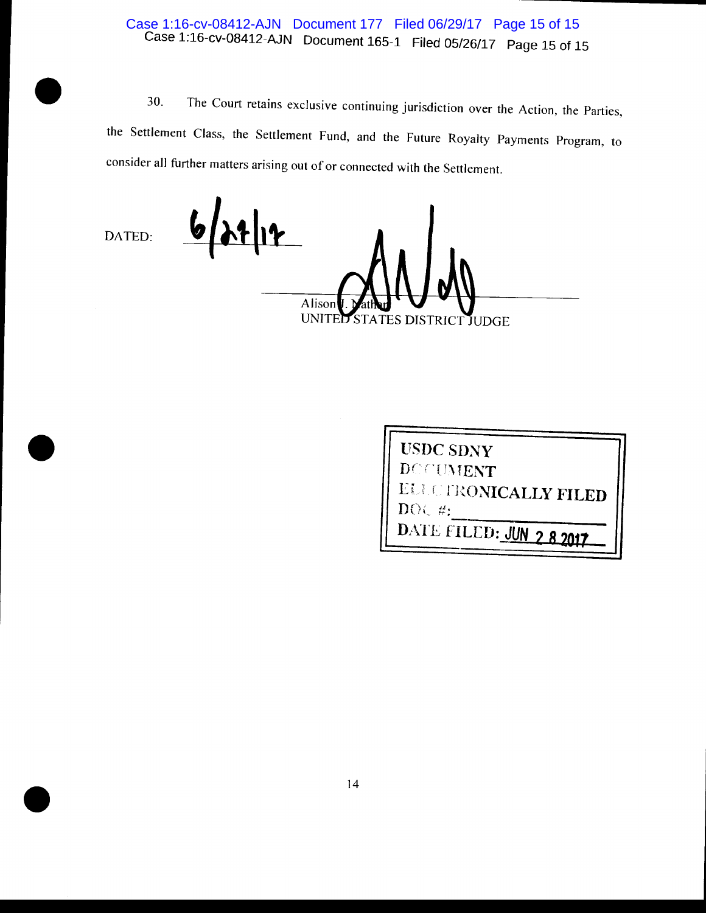30. The Court retains exclusive continuing jurisdiction over the Action, the Parties, the Settlement Class, the Settlement Fund, and the Future Royalty Payments Program, to consider all further matters arising out of or connected with the Settlement.

DATED: 6/27/17

Alison J. Nathan
UNITED STATES DISTRICT JUDGE

USDC SDNY
DOCUMENT
ELECTRONICALLY FILED
DOC #: 
DATE FILED: JUN 2 8 2017